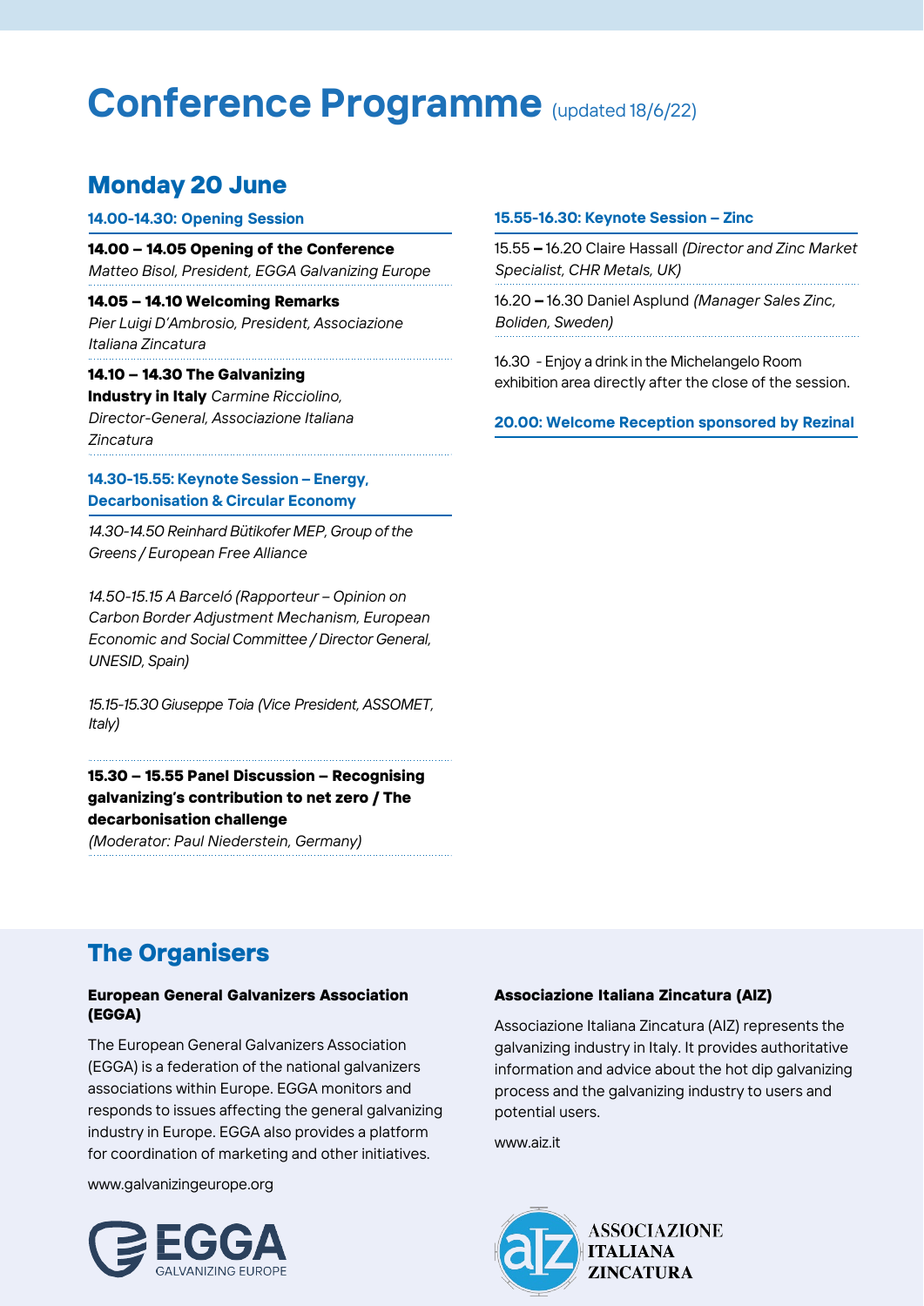# Conference Programme (updated 18/6/22)

## Monday 20 June

### 14.00-14.30: Opening Session

**14.00 – 14.05 Opening of the Conference**
*Matteo Bisol, President, EGGA Galvanizing Europe*

**14.05 – 14.10 Welcoming Remarks**
*Pier Luigi D'Ambrosio, President, Associazione Italiana Zincatura*

**14.10 – 14.30 The Galvanizing Industry in Italy** *Carmine Ricciolino, Director-General, Associazione Italiana Zincatura*

### 14.30-15.55: Keynote Session – Energy, Decarbonisation & Circular Economy

*14.30-14.50 Reinhard Bütikofer MEP, Group of the Greens / European Free Alliance*

*14.50-15.15 A Barceló (Rapporteur – Opinion on Carbon Border Adjustment Mechanism, European Economic and Social Committee / Director General, UNESID, Spain)*

*15.15-15.30 Giuseppe Toia (Vice President, ASSOMET, Italy)*

**15.30 – 15.55 Panel Discussion – Recognising galvanizing's contribution to net zero / The decarbonisation challenge**
*(Moderator: Paul Niederstein, Germany)*

### 15.55-16.30: Keynote Session – Zinc

15.55 **–** 16.20 Claire Hassall *(Director and Zinc Market Specialist, CHR Metals, UK)*

16.20 **–** 16.30 Daniel Asplund *(Manager Sales Zinc, Boliden, Sweden)*

16.30 - Enjoy a drink in the Michelangelo Room exhibition area directly after the close of the session.

### 20.00: Welcome Reception sponsored by Rezinal

## The Organisers

### European General Galvanizers Association (EGGA)

The European General Galvanizers Association (EGGA) is a federation of the national galvanizers associations within Europe. EGGA monitors and responds to issues affecting the general galvanizing industry in Europe. EGGA also provides a platform for coordination of marketing and other initiatives.

www.galvanizingeurope.org

EGGA GALVANIZING EUROPE

### Associazione Italiana Zincatura (AIZ)

Associazione Italiana Zincatura (AIZ) represents the galvanizing industry in Italy. It provides authoritative information and advice about the hot dip galvanizing process and the galvanizing industry to users and potential users.

www.aiz.it

AIZ ASSOCIAZIONE ITALIANA ZINCATURA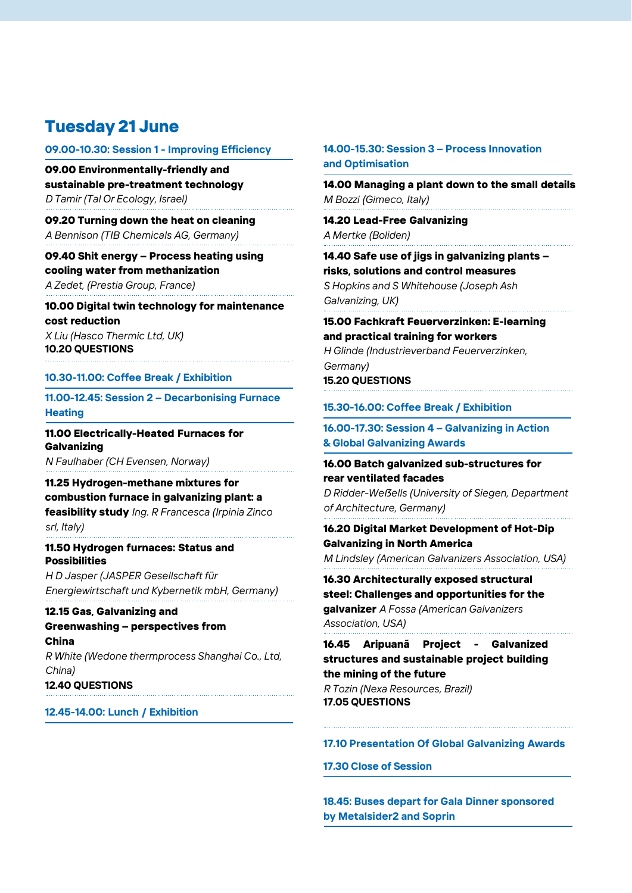# Tuesday 21 June

### 09.00-10.30: Session 1 - Improving Efficiency

**09.00 Environmentally-friendly and sustainable pre-treatment technology**
*D Tamir (Tal Or Ecology, Israel)*

**09.20 Turning down the heat on cleaning**
*A Bennison (TIB Chemicals AG, Germany)*

**09.40 Shit energy – Process heating using cooling water from methanization**
*A Zedet, (Prestia Group, France)*

**10.00 Digital twin technology for maintenance cost reduction**
*X Liu (Hasco Thermic Ltd, UK)*
**10.20 QUESTIONS**

### 10.30-11.00: Coffee Break / Exhibition

### 11.00-12.45: Session 2 – Decarbonising Furnace Heating

**11.00 Electrically-Heated Furnaces for Galvanizing**
*N Faulhaber (CH Evensen, Norway)*

**11.25 Hydrogen-methane mixtures for combustion furnace in galvanizing plant: a feasibility study** *Ing. R Francesca (Irpinia Zinco srl, Italy)*

**11.50 Hydrogen furnaces: Status and Possibilities**
*H D Jasper (JASPER Gesellschaft für Energiewirtschaft und Kybernetik mbH, Germany)*

**12.15 Gas, Galvanizing and Greenwashing – perspectives from China**
*R White (Wedone thermprocess Shanghai Co., Ltd, China)*
**12.40 QUESTIONS**

### 12.45-14.00: Lunch / Exhibition

### 14.00-15.30: Session 3 – Process Innovation and Optimisation

**14.00 Managing a plant down to the small details**
*M Bozzi (Gimeco, Italy)*

**14.20 Lead-Free Galvanizing**
*A Mertke (Boliden)*

**14.40 Safe use of jigs in galvanizing plants – risks, solutions and control measures**
*S Hopkins and S Whitehouse (Joseph Ash Galvanizing, UK)*

**15.00 Fachkraft Feuerverzinken: E-learning and practical training for workers**
*H Glinde (Industrieverband Feuerverzinken, Germany)*
**15.20 QUESTIONS**

### 15.30-16.00: Coffee Break / Exhibition

### 16.00-17.30: Session 4 – Galvanizing in Action & Global Galvanizing Awards

**16.00 Batch galvanized sub-structures for rear ventilated facades**
*D Ridder-Weßells (University of Siegen, Department of Architecture, Germany)*

**16.20 Digital Market Development of Hot-Dip Galvanizing in North America**
*M Lindsley (American Galvanizers Association, USA)*

**16.30 Architecturally exposed structural steel: Challenges and opportunities for the galvanizer** *A Fossa (American Galvanizers Association, USA)*

**16.45 Aripuanã Project - Galvanized structures and sustainable project building the mining of the future**
*R Tozin (Nexa Resources, Brazil)*
**17.05 QUESTIONS**

### 17.10 Presentation Of Global Galvanizing Awards

### 17.30 Close of Session

### 18.45: Buses depart for Gala Dinner sponsored by Metalsider2 and Soprin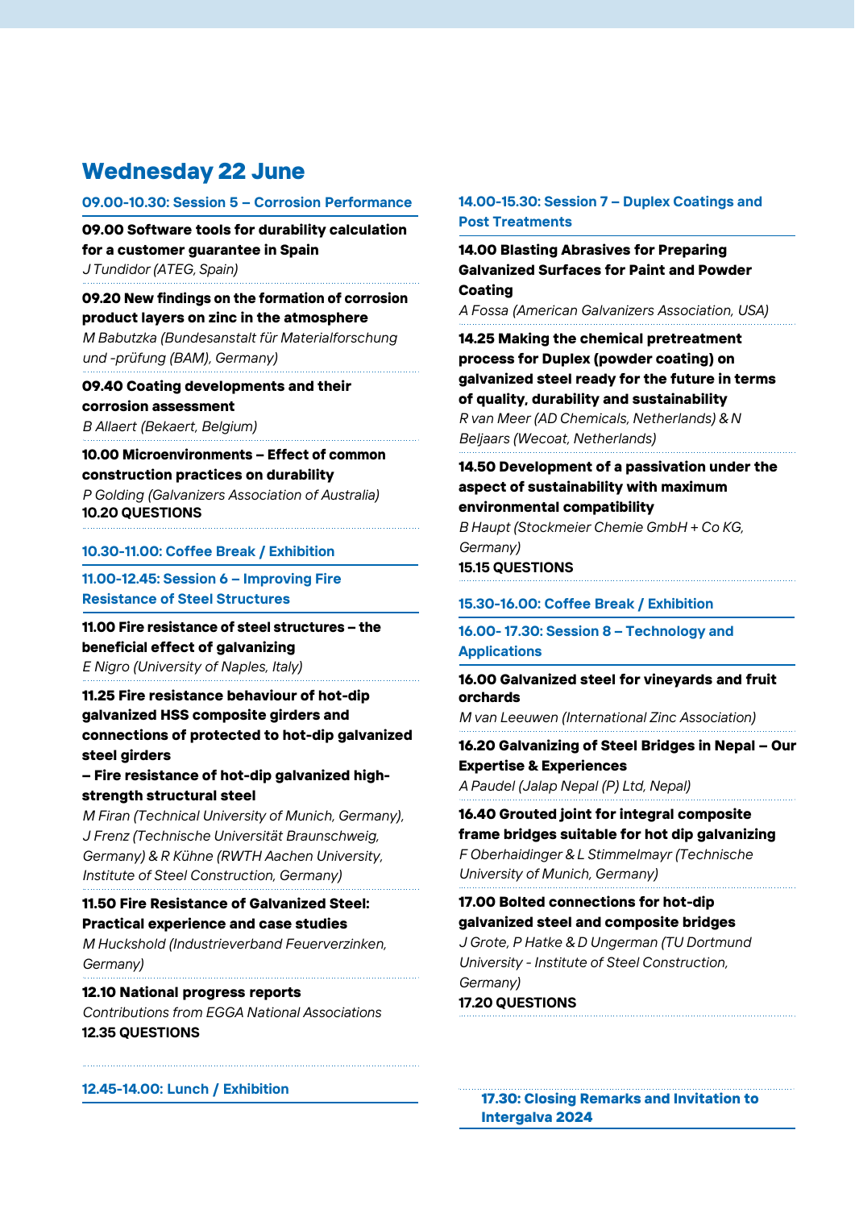# Wednesday 22 June

### 09.00-10.30: Session 5 – Corrosion Performance

**09.00 Software tools for durability calculation for a customer guarantee in Spain**
*J Tundidor (ATEG, Spain)*

**09.20 New findings on the formation of corrosion product layers on zinc in the atmosphere**
*M Babutzka (Bundesanstalt für Materialforschung und -prüfung (BAM), Germany)*

**09.40 Coating developments and their corrosion assessment**
*B Allaert (Bekaert, Belgium)*

**10.00 Microenvironments – Effect of common construction practices on durability**
*P Golding (Galvanizers Association of Australia)*
**10.20 QUESTIONS**

### 10.30-11.00: Coffee Break / Exhibition

### 11.00-12.45: Session 6 – Improving Fire Resistance of Steel Structures

**11.00 Fire resistance of steel structures – the beneficial effect of galvanizing**
*E Nigro (University of Naples, Italy)*

**11.25 Fire resistance behaviour of hot-dip galvanized HSS composite girders and connections of protected to hot-dip galvanized steel girders**
**– Fire resistance of hot-dip galvanized high-strength structural steel**
*M Firan (Technical University of Munich, Germany), J Frenz (Technische Universität Braunschweig, Germany) & R Kühne (RWTH Aachen University, Institute of Steel Construction, Germany)*

**11.50 Fire Resistance of Galvanized Steel: Practical experience and case studies**
*M Huckshold (Industrieverband Feuerverzinken, Germany)*

**12.10 National progress reports**
*Contributions from EGGA National Associations*
**12.35 QUESTIONS**

### 12.45-14.00: Lunch / Exhibition

### 14.00-15.30: Session 7 – Duplex Coatings and Post Treatments

**14.00 Blasting Abrasives for Preparing Galvanized Surfaces for Paint and Powder Coating**
*A Fossa (American Galvanizers Association, USA)*

**14.25 Making the chemical pretreatment process for Duplex (powder coating) on galvanized steel ready for the future in terms of quality, durability and sustainability**
*R van Meer (AD Chemicals, Netherlands) & N Beljaars (Wecoat, Netherlands)*

**14.50 Development of a passivation under the aspect of sustainability with maximum environmental compatibility**
*B Haupt (Stockmeier Chemie GmbH + Co KG, Germany)*
**15.15 QUESTIONS**

### 15.30-16.00: Coffee Break / Exhibition

### 16.00- 17.30: Session 8 – Technology and Applications

**16.00 Galvanized steel for vineyards and fruit orchards**
*M van Leeuwen (International Zinc Association)*

**16.20 Galvanizing of Steel Bridges in Nepal – Our Expertise & Experiences**
*A Paudel (Jalap Nepal (P) Ltd, Nepal)*

**16.40 Grouted joint for integral composite frame bridges suitable for hot dip galvanizing**
*F Oberhaidinger & L Stimmelmayr (Technische University of Munich, Germany)*

**17.00 Bolted connections for hot-dip galvanized steel and composite bridges**
*J Grote, P Hatke & D Ungerman (TU Dortmund University - Institute of Steel Construction, Germany)*
**17.20 QUESTIONS**

### 17.30: Closing Remarks and Invitation to Intergalva 2024